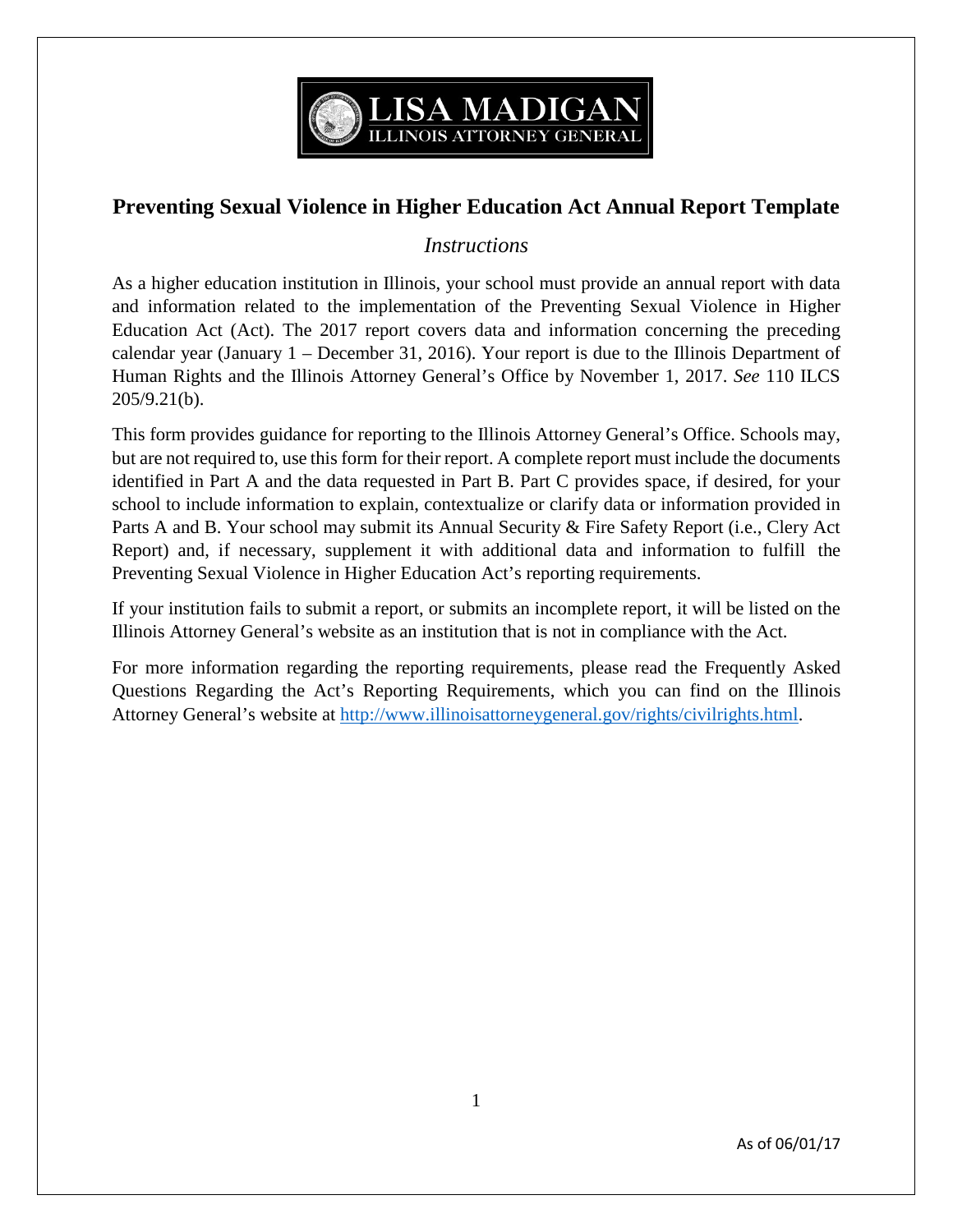LISA MADIGAN
ILLINOIS ATTORNEY GENERAL

# Preventing Sexual Violence in Higher Education Act Annual Report Template

## *Instructions*

As a higher education institution in Illinois, your school must provide an annual report with data and information related to the implementation of the Preventing Sexual Violence in Higher Education Act (Act). The 2017 report covers data and information concerning the preceding calendar year (January 1 – December 31, 2016). Your report is due to the Illinois Department of Human Rights and the Illinois Attorney General's Office by November 1, 2017. *See* 110 ILCS 205/9.21(b).

This form provides guidance for reporting to the Illinois Attorney General's Office. Schools may, but are not required to, use this form for their report. A complete report must include the documents identified in Part A and the data requested in Part B. Part C provides space, if desired, for your school to include information to explain, contextualize or clarify data or information provided in Parts A and B. Your school may submit its Annual Security & Fire Safety Report (i.e., Clery Act Report) and, if necessary, supplement it with additional data and information to fulfill the Preventing Sexual Violence in Higher Education Act's reporting requirements.

If your institution fails to submit a report, or submits an incomplete report, it will be listed on the Illinois Attorney General's website as an institution that is not in compliance with the Act.

For more information regarding the reporting requirements, please read the Frequently Asked Questions Regarding the Act's Reporting Requirements, which you can find on the Illinois Attorney General's website at [http://www.illinoisattorneygeneral.gov/rights/civilrights.html](http://www.illinoisattorneygeneral.gov/rights/civilrights.html).

As of 06/01/17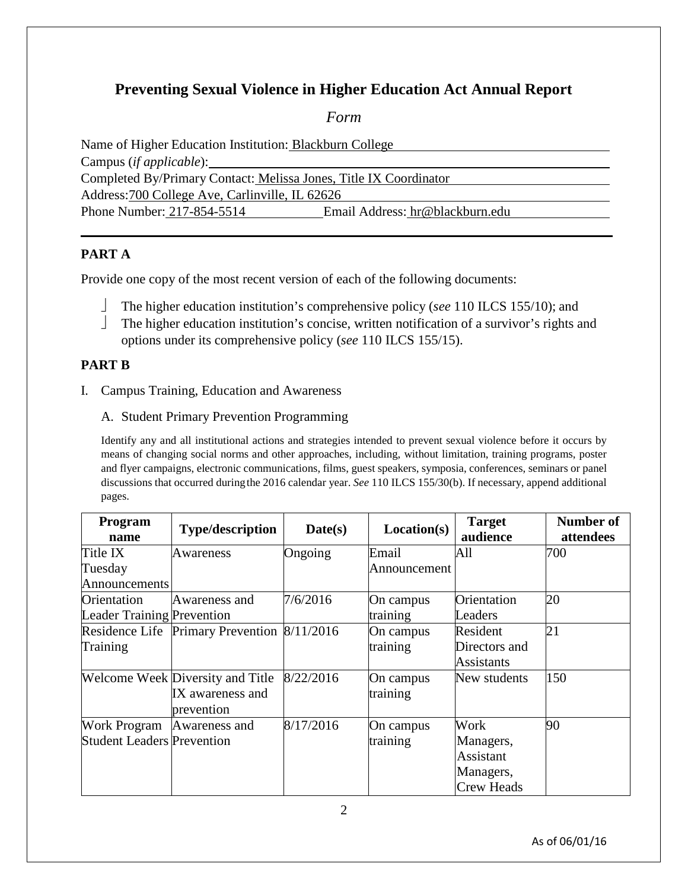# Preventing Sexual Violence in Higher Education Act Annual Report

*Form*

Name of Higher Education Institution: Blackburn College
Campus (*if applicable*):
Completed By/Primary Contact: Melissa Jones, Title IX Coordinator
Address: 700 College Ave, Carlinville, IL 62626
Phone Number: 217-854-5514 Email Address: hr@blackburn.edu

---

## PART A

Provide one copy of the most recent version of each of the following documents:

- The higher education institution's comprehensive policy (*see* 110 ILCS 155/10); and
- The higher education institution's concise, written notification of a survivor's rights and options under its comprehensive policy (*see* 110 ILCS 155/15).

## PART B

I. Campus Training, Education and Awareness

A. Student Primary Prevention Programming

Identify any and all institutional actions and strategies intended to prevent sexual violence before it occurs by means of changing social norms and other approaches, including, without limitation, training programs, poster and flyer campaigns, electronic communications, films, guest speakers, symposia, conferences, seminars or panel discussions that occurred during the 2016 calendar year. *See* 110 ILCS 155/30(b). If necessary, append additional pages.

| Program name | Type/description | Date(s) | Location(s) | Target audience | Number of attendees |
|---|---|---|---|---|---|
| Title IX Tuesday Announcements | Awareness | Ongoing | Email Announcement | All | 700 |
| Orientation Leader Training | Awareness and Prevention | 7/6/2016 | On campus training | Orientation Leaders | 20 |
| Residence Life Training | Primary Prevention | 8/11/2016 | On campus training | Resident Directors and Assistants | 21 |
| Welcome Week | Diversity and Title IX awareness and prevention | 8/22/2016 | On campus training | New students | 150 |
| Work Program Student Leaders | Awareness and Prevention | 8/17/2016 | On campus training | Work Managers, Assistant Managers, Crew Heads | 90 |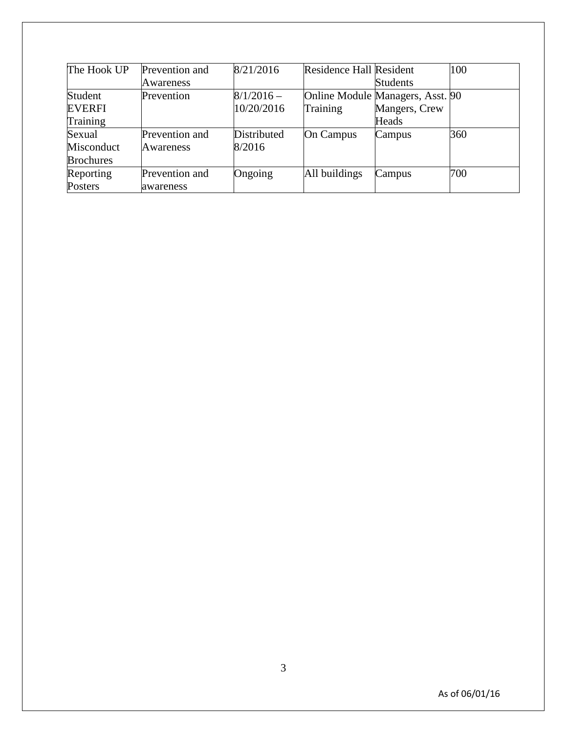| The Hook UP | Prevention and Awareness | 8/21/2016 | Residence Hall | Resident Students | 100 |
|---|---|---|---|---|---|
| Student EVERFI Training | Prevention | 8/1/2016 – 10/20/2016 | Online Module Training | Managers, Asst. Mangers, Crew Heads | 90 |
| Sexual Misconduct Brochures | Prevention and Awareness | Distributed 8/2016 | On Campus | Campus | 360 |
| Reporting Posters | Prevention and awareness | Ongoing | All buildings | Campus | 700 |

As of 06/01/16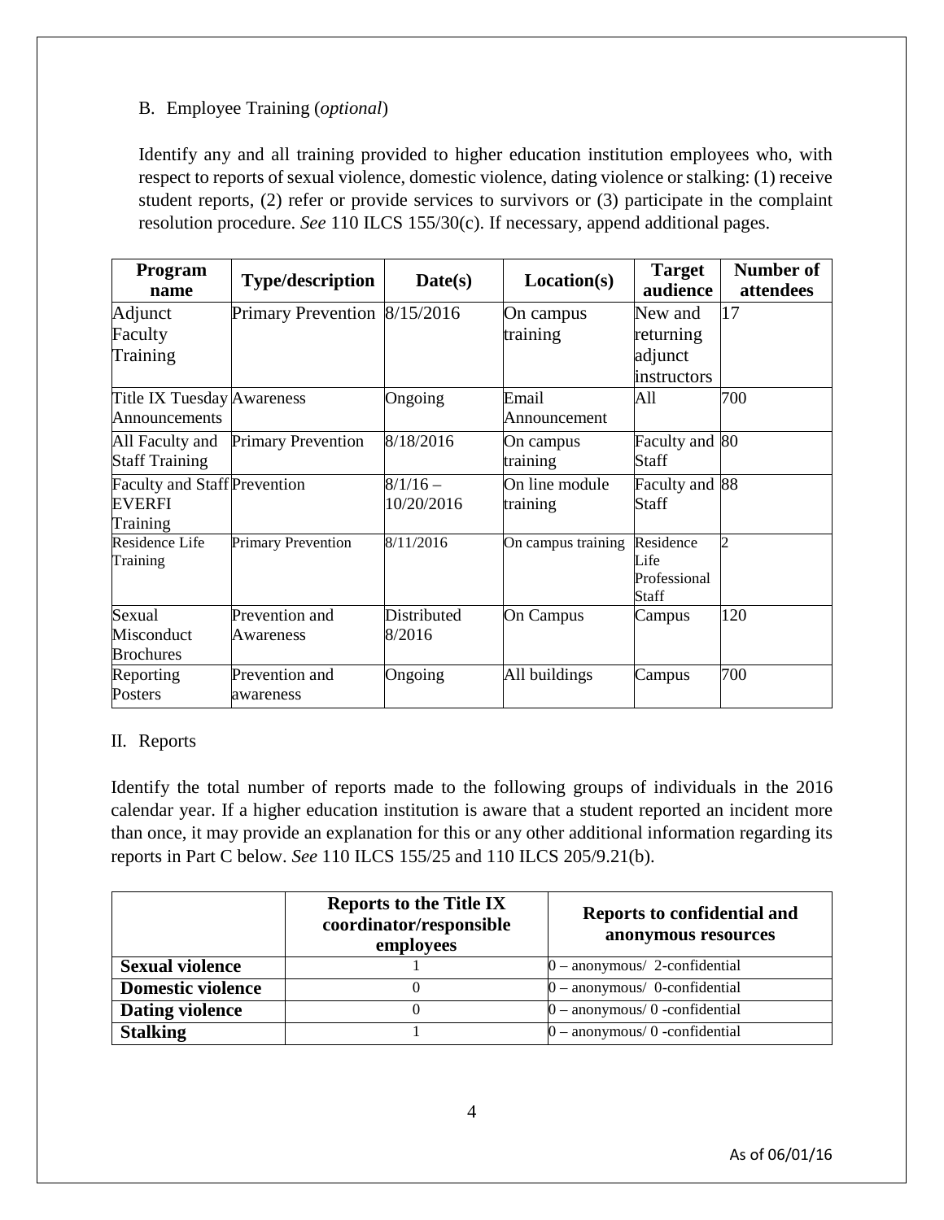B. Employee Training (*optional*)

Identify any and all training provided to higher education institution employees who, with respect to reports of sexual violence, domestic violence, dating violence or stalking: (1) receive student reports, (2) refer or provide services to survivors or (3) participate in the complaint resolution procedure. *See* 110 ILCS 155/30(c). If necessary, append additional pages.

| Program name | Type/description | Date(s) | Location(s) | Target audience | Number of attendees |
|---|---|---|---|---|---|
| Adjunct Faculty Training | Primary Prevention | 8/15/2016 | On campus training | New and returning adjunct instructors | 17 |
| Title IX Tuesday Announcements | Awareness | Ongoing | Email Announcement | All | 700 |
| All Faculty and Staff Training | Primary Prevention | 8/18/2016 | On campus training | Faculty and Staff | 80 |
| Faculty and Staff EVERFI Training | Prevention | 8/1/16 – 10/20/2016 | On line module training | Faculty and Staff | 88 |
| Residence Life Training | Primary Prevention | 8/11/2016 | On campus training | Residence Life Professional Staff | 2 |
| Sexual Misconduct Brochures | Prevention and Awareness | Distributed 8/2016 | On Campus | Campus | 120 |
| Reporting Posters | Prevention and awareness | Ongoing | All buildings | Campus | 700 |

II. Reports

Identify the total number of reports made to the following groups of individuals in the 2016 calendar year. If a higher education institution is aware that a student reported an incident more than once, it may provide an explanation for this or any other additional information regarding its reports in Part C below. *See* 110 ILCS 155/25 and 110 ILCS 205/9.21(b).

| | Reports to the Title IX coordinator/responsible employees | Reports to confidential and anonymous resources |
|---|---|---|
| **Sexual violence** | 1 | 0 – anonymous/ 2-confidential |
| **Domestic violence** | 0 | 0 – anonymous/ 0-confidential |
| **Dating violence** | 0 | 0 – anonymous/ 0 -confidential |
| **Stalking** | 1 | 0 – anonymous/ 0 -confidential |

As of 06/01/16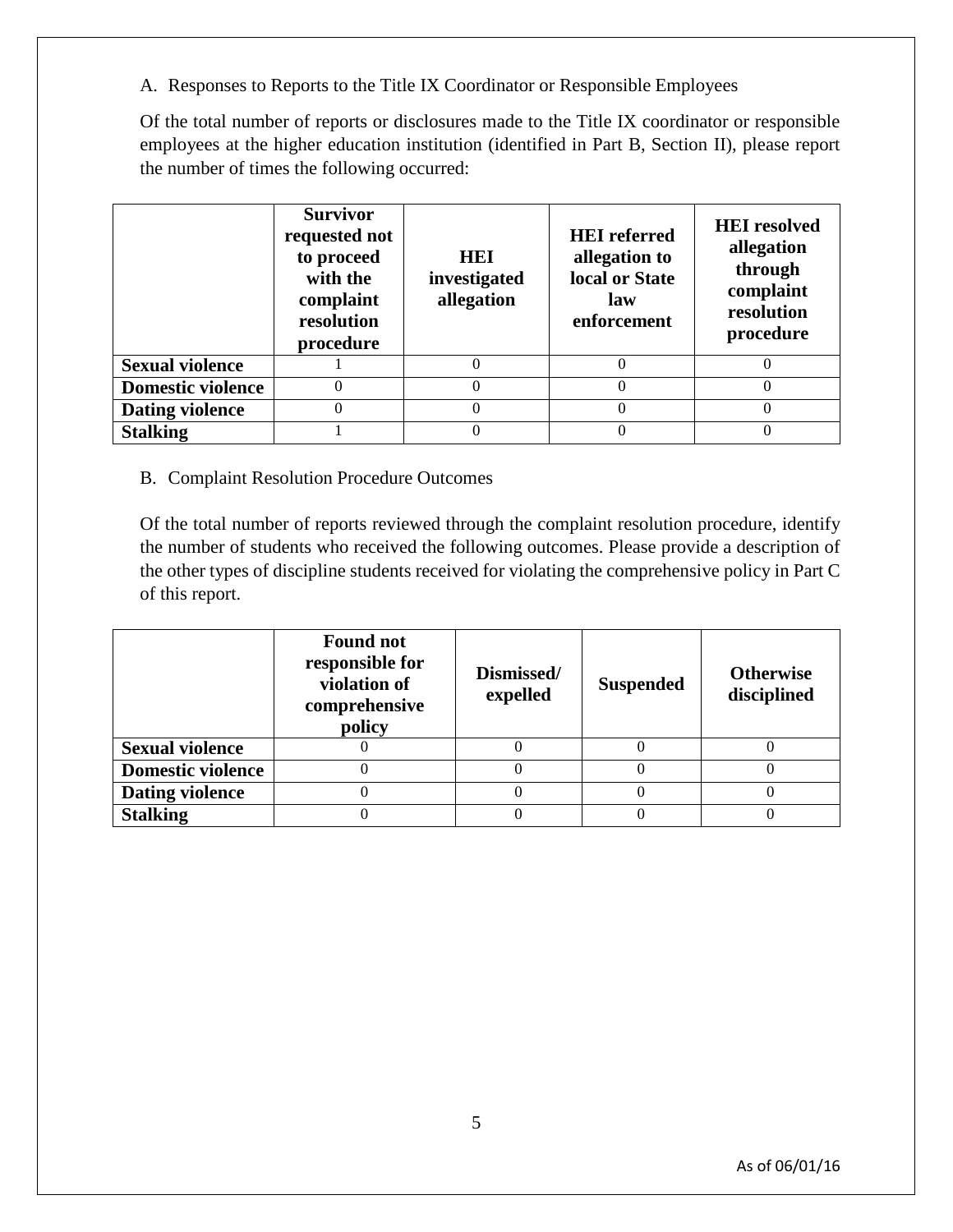A. Responses to Reports to the Title IX Coordinator or Responsible Employees

Of the total number of reports or disclosures made to the Title IX coordinator or responsible employees at the higher education institution (identified in Part B, Section II), please report the number of times the following occurred:

| | Survivor requested not to proceed with the complaint resolution procedure | HEI investigated allegation | HEI referred allegation to local or State law enforcement | HEI resolved allegation through complaint resolution procedure |
|---|---|---|---|---|
| **Sexual violence** | 1 | 0 | 0 | 0 |
| **Domestic violence** | 0 | 0 | 0 | 0 |
| **Dating violence** | 0 | 0 | 0 | 0 |
| **Stalking** | 1 | 0 | 0 | 0 |

B. Complaint Resolution Procedure Outcomes

Of the total number of reports reviewed through the complaint resolution procedure, identify the number of students who received the following outcomes. Please provide a description of the other types of discipline students received for violating the comprehensive policy in Part C of this report.

| | Found not responsible for violation of comprehensive policy | Dismissed/ expelled | Suspended | Otherwise disciplined |
|---|---|---|---|---|
| **Sexual violence** | 0 | 0 | 0 | 0 |
| **Domestic violence** | 0 | 0 | 0 | 0 |
| **Dating violence** | 0 | 0 | 0 | 0 |
| **Stalking** | 0 | 0 | 0 | 0 |

As of 06/01/16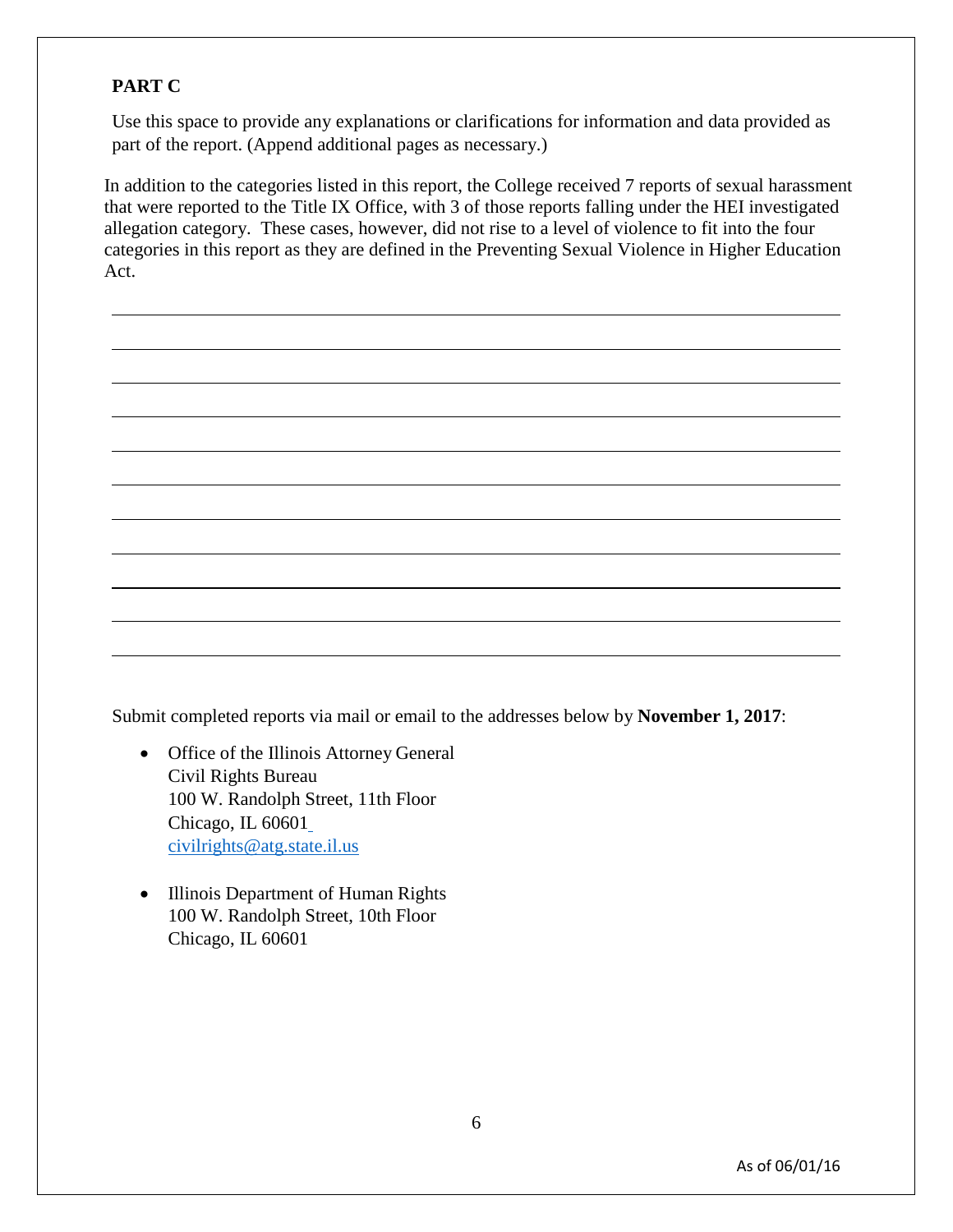**PART C**

Use this space to provide any explanations or clarifications for information and data provided as part of the report. (Append additional pages as necessary.)

In addition to the categories listed in this report, the College received 7 reports of sexual harassment that were reported to the Title IX Office, with 3 of those reports falling under the HEI investigated allegation category. These cases, however, did not rise to a level of violence to fit into the four categories in this report as they are defined in the Preventing Sexual Violence in Higher Education Act.

Submit completed reports via mail or email to the addresses below by **November 1, 2017**:

- Office of the Illinois Attorney General
  Civil Rights Bureau
  100 W. Randolph Street, 11th Floor
  Chicago, IL 60601
  civilrights@atg.state.il.us

- Illinois Department of Human Rights
  100 W. Randolph Street, 10th Floor
  Chicago, IL 60601

As of 06/01/16